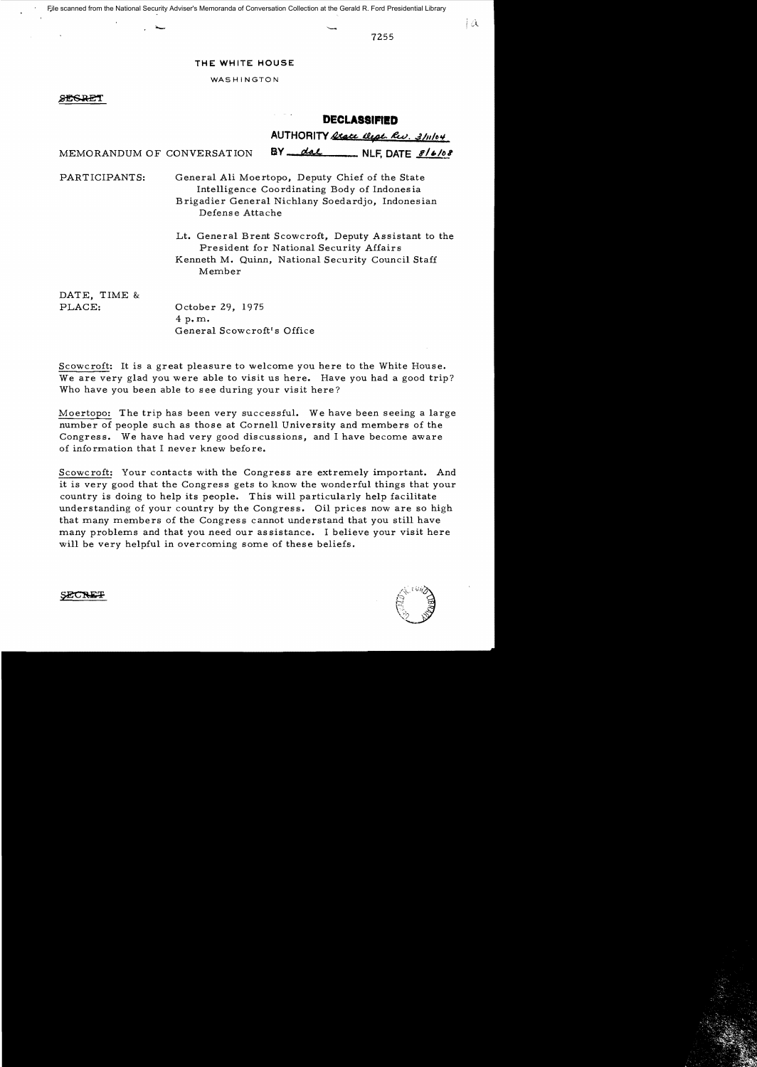File scanned from the National Security Adviser's Memoranda of Conversation Collection at the Gerald R. Ford Presidential Library

7255

THE WHITE HOUSE

WASHINGTON

SECRET

**DECLASSIFIED**

AUTHORITY State Dept. Rev. 3/11/04

MEMORANDUM OF CONVERSATION BY dal NLF, DATE 8/6/08

PARTICIPANTS: General Ali Moertopo, Deputy Chief of the State Intelligence Coordinating Body of Indonesia
Brigadier General Nichlany Soedardjo, Indonesian Defense Attache

Lt. General Brent Scowcroft, Deputy Assistant to the President for National Security Affairs
Kenneth M. Quinn, National Security Council Staff Member

DATE, TIME & PLACE: October 29, 1975
4 p.m.
General Scowcroft's Office

Scowcroft: It is a great pleasure to welcome you here to the White House. We are very glad you were able to visit us here. Have you had a good trip? Who have you been able to see during your visit here?

Moertopo: The trip has been very successful. We have been seeing a large number of people such as those at Cornell University and members of the Congress. We have had very good discussions, and I have become aware of information that I never knew before.

Scowcroft: Your contacts with the Congress are extremely important. And it is very good that the Congress gets to know the wonderful things that your country is doing to help its people. This will particularly help facilitate understanding of your country by the Congress. Oil prices now are so high that many members of the Congress cannot understand that you still have many problems and that you need our assistance. I believe your visit here will be very helpful in overcoming some of these beliefs.

SECRET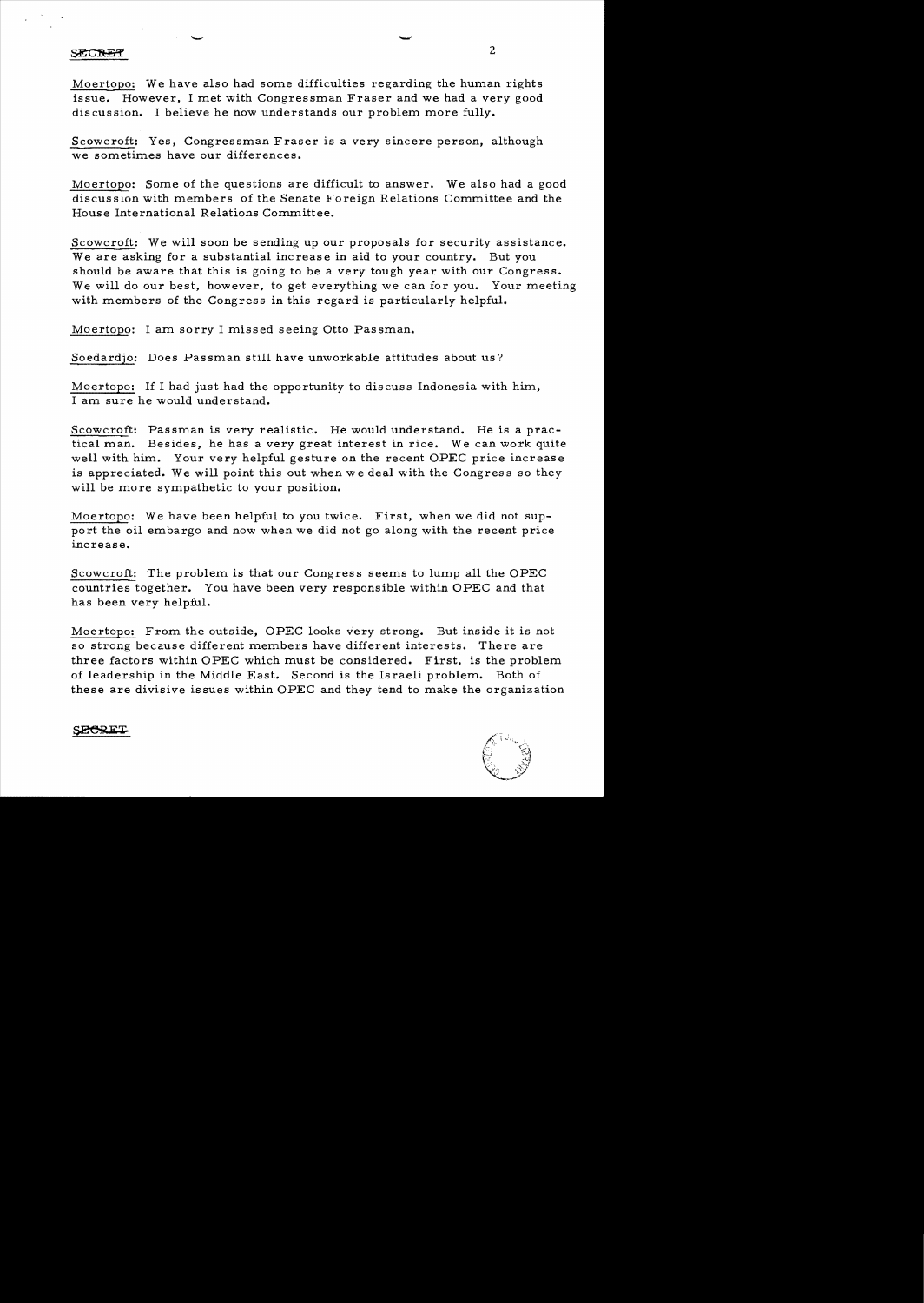SECRET

Moertopo: We have also had some difficulties regarding the human rights issue. However, I met with Congressman Fraser and we had a very good discussion. I believe he now understands our problem more fully.

Scowcroft: Yes, Congressman Fraser is a very sincere person, although we sometimes have our differences.

Moertopo: Some of the questions are difficult to answer. We also had a good discussion with members of the Senate Foreign Relations Committee and the House International Relations Committee.

Scowcroft: We will soon be sending up our proposals for security assistance. We are asking for a substantial increase in aid to your country. But you should be aware that this is going to be a very tough year with our Congress. We will do our best, however, to get everything we can for you. Your meeting with members of the Congress in this regard is particularly helpful.

Moertopo: I am sorry I missed seeing Otto Passman.

Soedardjo: Does Passman still have unworkable attitudes about us?

Moertopo: If I had just had the opportunity to discuss Indonesia with him, I am sure he would understand.

Scowcroft: Passman is very realistic. He would understand. He is a practical man. Besides, he has a very great interest in rice. We can work quite well with him. Your very helpful gesture on the recent OPEC price increase is appreciated. We will point this out when we deal with the Congress so they will be more sympathetic to your position.

Moertopo: We have been helpful to you twice. First, when we did not support the oil embargo and now when we did not go along with the recent price increase.

Scowcroft: The problem is that our Congress seems to lump all the OPEC countries together. You have been very responsible within OPEC and that has been very helpful.

Moertopo: From the outside, OPEC looks very strong. But inside it is not so strong because different members have different interests. There are three factors within OPEC which must be considered. First, is the problem of leadership in the Middle East. Second is the Israeli problem. Both of these are divisive issues within OPEC and they tend to make the organization

SECRET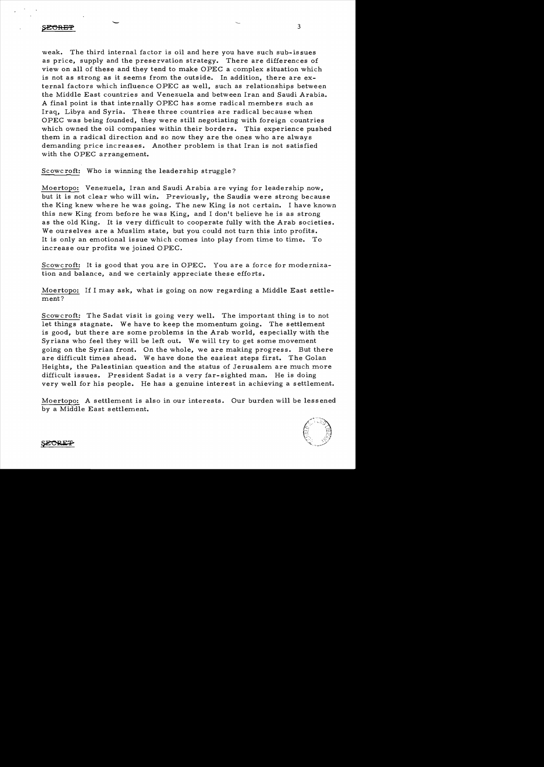weak. The third internal factor is oil and here you have such sub-issues as price, supply and the preservation strategy. There are differences of view on all of these and they tend to make OPEC a complex situation which is not as strong as it seems from the outside. In addition, there are external factors which influence OPEC as well, such as relationships between the Middle East countries and Venezuela and between Iran and Saudi Arabia. A final point is that internally OPEC has some radical members such as Iraq, Libya and Syria. These three countries are radical because when OPEC was being founded, they were still negotiating with foreign countries which owned the oil companies within their borders. This experience pushed them in a radical direction and so now they are the ones who are always demanding price increases. Another problem is that Iran is not satisfied with the OPEC arrangement.

Scowcroft: Who is winning the leadership struggle?

Moertopo: Venezuela, Iran and Saudi Arabia are vying for leadership now, but it is not clear who will win. Previously, the Saudis were strong because the King knew where he was going. The new King is not certain. I have known this new King from before he was King, and I don't believe he is as strong as the old King. It is very difficult to cooperate fully with the Arab societies. We ourselves are a Muslim state, but you could not turn this into profits. It is only an emotional issue which comes into play from time to time. To increase our profits we joined OPEC.

Scowcroft: It is good that you are in OPEC. You are a force for modernization and balance, and we certainly appreciate these efforts.

Moertopo: If I may ask, what is going on now regarding a Middle East settlement?

Scowcroft: The Sadat visit is going very well. The important thing is to not let things stagnate. We have to keep the momentum going. The settlement is good, but there are some problems in the Arab world, especially with the Syrians who feel they will be left out. We will try to get some movement going on the Syrian front. On the whole, we are making progress. But there are difficult times ahead. We have done the easiest steps first. The Golan Heights, the Palestinian question and the status of Jerusalem are much more difficult issues. President Sadat is a very far-sighted man. He is doing very well for his people. He has a genuine interest in achieving a settlement.

Moertopo: A settlement is also in our interests. Our burden will be lessened by a Middle East settlement.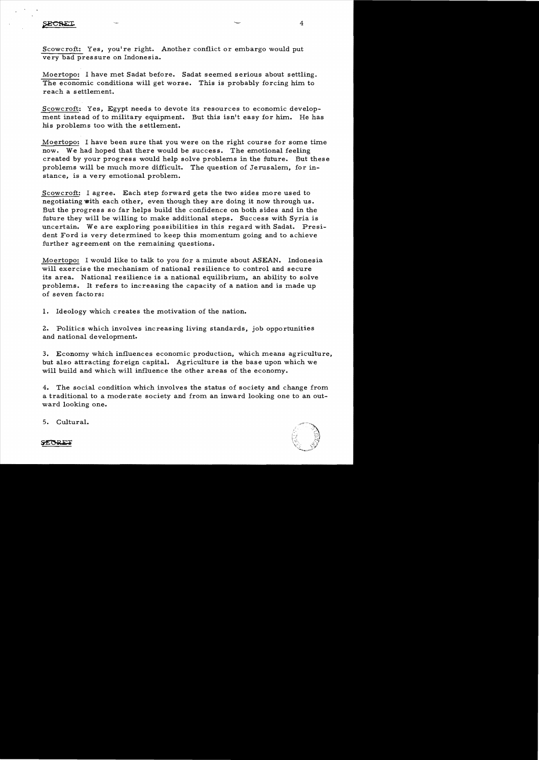SECRET

Scowcroft: Yes, you're right. Another conflict or embargo would put very bad pressure on Indonesia.

Moertopo: I have met Sadat before. Sadat seemed serious about settling. The economic conditions will get worse. This is probably forcing him to reach a settlement.

Scowcroft: Yes, Egypt needs to devote its resources to economic development instead of to military equipment. But this isn't easy for him. He has his problems too with the settlement.

Moertopo: I have been sure that you were on the right course for some time now. We had hoped that there would be success. The emotional feeling created by your progress would help solve problems in the future. But these problems will be much more difficult. The question of Jerusalem, for instance, is a very emotional problem.

Scowcroft: I agree. Each step forward gets the two sides more used to negotiating with each other, even though they are doing it now through us. But the progress so far helps build the confidence on both sides and in the future they will be willing to make additional steps. Success with Syria is uncertain. We are exploring possibilities in this regard with Sadat. President Ford is very determined to keep this momentum going and to achieve further agreement on the remaining questions.

Moertopo: I would like to talk to you for a minute about ASEAN. Indonesia will exercise the mechanism of national resilience to control and secure its area. National resilience is a national equilibrium, an ability to solve problems. It refers to increasing the capacity of a nation and is made up of seven factors:

1. Ideology which creates the motivation of the nation.

2. Politics which involves increasing living standards, job opportunities and national development.

3. Economy which influences economic production, which means agriculture, but also attracting foreign capital. Agriculture is the base upon which we will build and which will influence the other areas of the economy.

4. The social condition which involves the status of society and change from a traditional to a moderate society and from an inward looking one to an outward looking one.

5. Cultural.

SECRET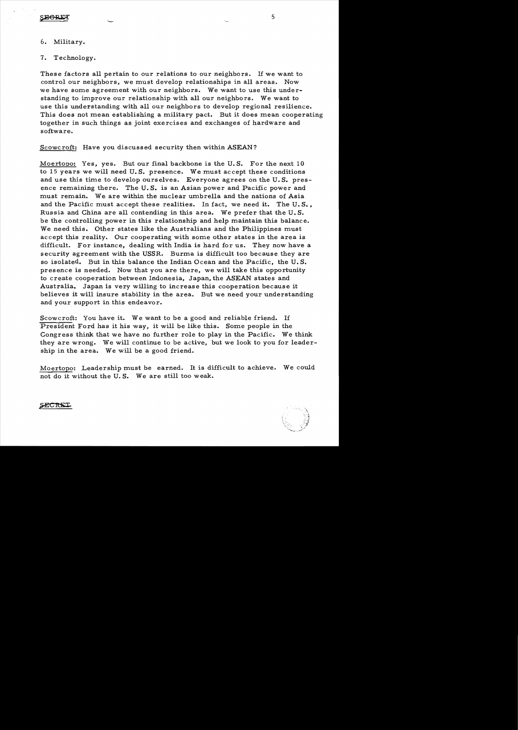6. Military.

7. Technology.

These factors all pertain to our relations to our neighbors. If we want to control our neighbors, we must develop relationships in all areas. Now we have some agreement with our neighbors. We want to use this understanding to improve our relationship with all our neighbors. We want to use this understanding with all our neighbors to develop regional resilience. This does not mean establishing a military pact. But it does mean cooperating together in such things as joint exercises and exchanges of hardware and software.

Scowcroft: Have you discussed security then within ASEAN?

Moertopo: Yes, yes. But our final backbone is the U.S. For the next 10 to 15 years we will need U.S. presence. We must accept these conditions and use this time to develop ourselves. Everyone agrees on the U.S. presence remaining there. The U.S. is an Asian power and Pacific power and must remain. We are within the nuclear umbrella and the nations of Asia and the Pacific must accept these realities. In fact, we need it. The U.S., Russia and China are all contending in this area. We prefer that the U.S. be the controlling power in this relationship and help maintain this balance. We need this. Other states like the Australians and the Philippines must accept this reality. Our cooperating with some other states in the area is difficult. For instance, dealing with India is hard for us. They now have a security agreement with the USSR. Burma is difficult too because they are so isolated. But in this balance the Indian Ocean and the Pacific, the U.S. presence is needed. Now that you are there, we will take this opportunity to create cooperation between Indonesia, Japan, the ASEAN states and Australia. Japan is very willing to increase this cooperation because it believes it will insure stability in the area. But we need your understanding and your support in this endeavor.

Scowcroft: You have it. We want to be a good and reliable friend. If President Ford has it his way, it will be like this. Some people in the Congress think that we have no further role to play in the Pacific. We think they are wrong. We will continue to be active, but we look to you for leadership in the area. We will be a good friend.

Moertopo: Leadership must be earned. It is difficult to achieve. We could not do it without the U.S. We are still too weak.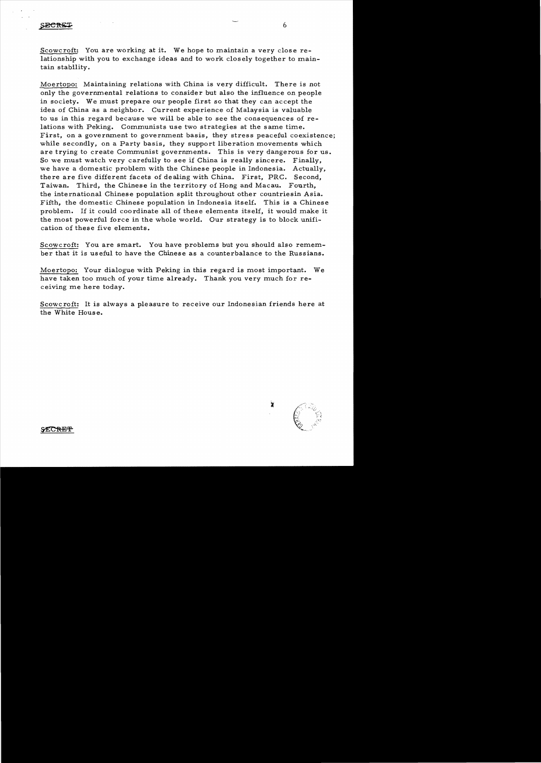SECRET

Scowcroft: You are working at it. We hope to maintain a very close relationship with you to exchange ideas and to work closely together to maintain stability.

Moertopo: Maintaining relations with China is very difficult. There is not only the governmental relations to consider but also the influence on people in society. We must prepare our people first so that they can accept the idea of China as a neighbor. Current experience of Malaysia is valuable to us in this regard because we will be able to see the consequences of relations with Peking. Communists use two strategies at the same time. First, on a government to government basis, they stress peaceful coexistence; while secondly, on a Party basis, they support liberation movements which are trying to create Communist governments. This is very dangerous for us. So we must watch very carefully to see if China is really sincere. Finally, we have a domestic problem with the Chinese people in Indonesia. Actually, there are five different facets of dealing with China. First, PRC. Second, Taiwan. Third, the Chinese in the territory of Hong and Macau. Fourth, the international Chinese population split throughout other countriesin Asia. Fifth, the domestic Chinese population in Indonesia itself. This is a Chinese problem. If it could coordinate all of these elements itself, it would make it the most powerful force in the whole world. Our strategy is to block unification of these five elements.

Scowcroft: You are smart. You have problems but you should also remember that it is useful to have the Chinese as a counterbalance to the Russians.

Moertopo: Your dialogue with Peking in this regard is most important. We have taken too much of your time already. Thank you very much for receiving me here today.

Scowcroft: It is always a pleasure to receive our Indonesian friends here at the White House.

SECRET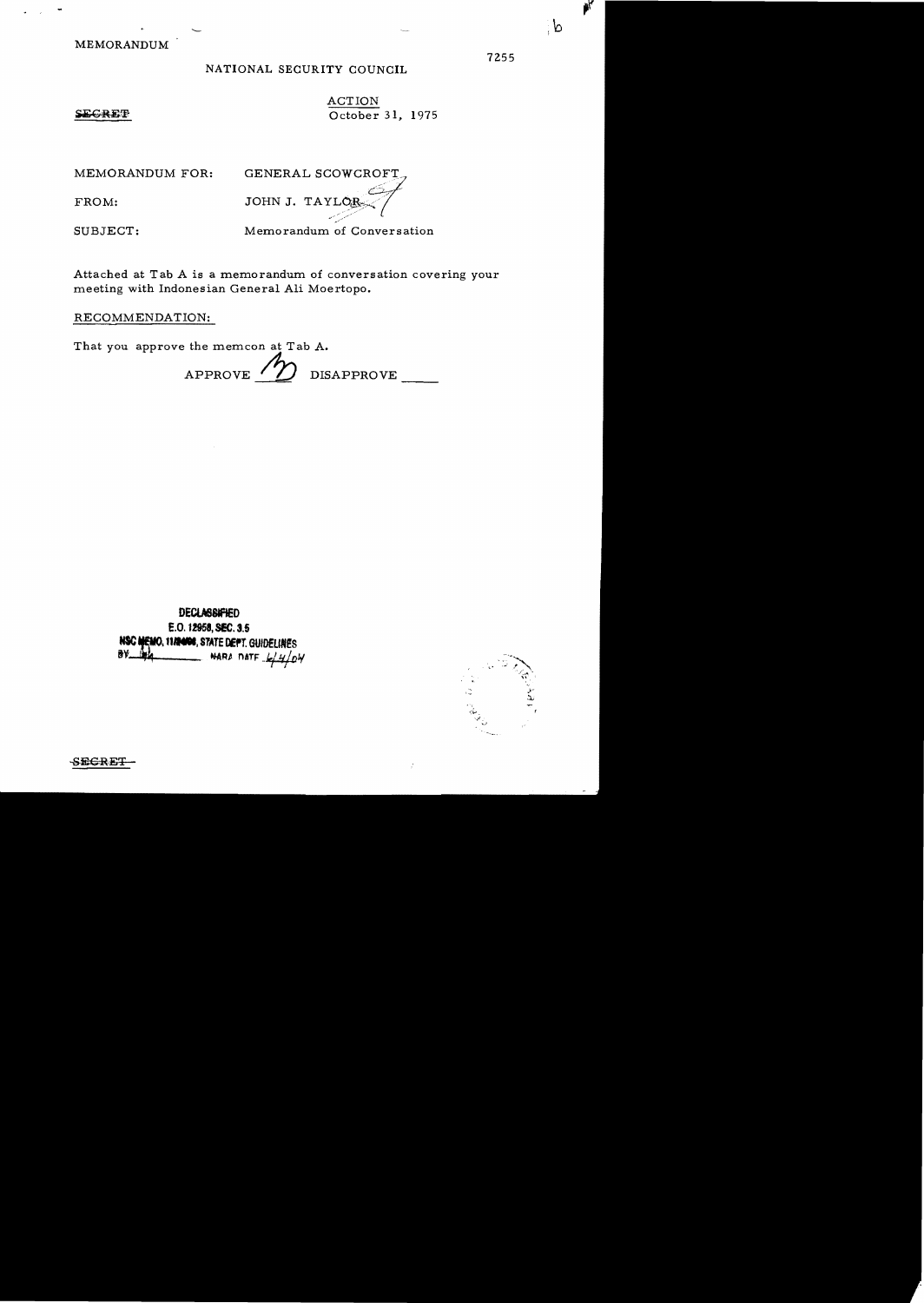MEMORANDUM

7255

NATIONAL SECURITY COUNCIL

~~SECRET~~

ACTION
October 31, 1975

MEMORANDUM FOR: GENERAL SCOWCROFT

FROM: JOHN J. TAYLOR

SUBJECT: Memorandum of Conversation

Attached at Tab A is a memorandum of conversation covering your meeting with Indonesian General Ali Moertopo.

RECOMMENDATION:

That you approve the memcon at Tab A.

APPROVE ___ DISAPPROVE ___

DECLASSIFIED
E.O. 12958, SEC. 3.5
NSC MEMO, 11/24/98, STATE DEPT. GUIDELINES
BY ___ NARA DATE 6/4/04

~~SECRET~~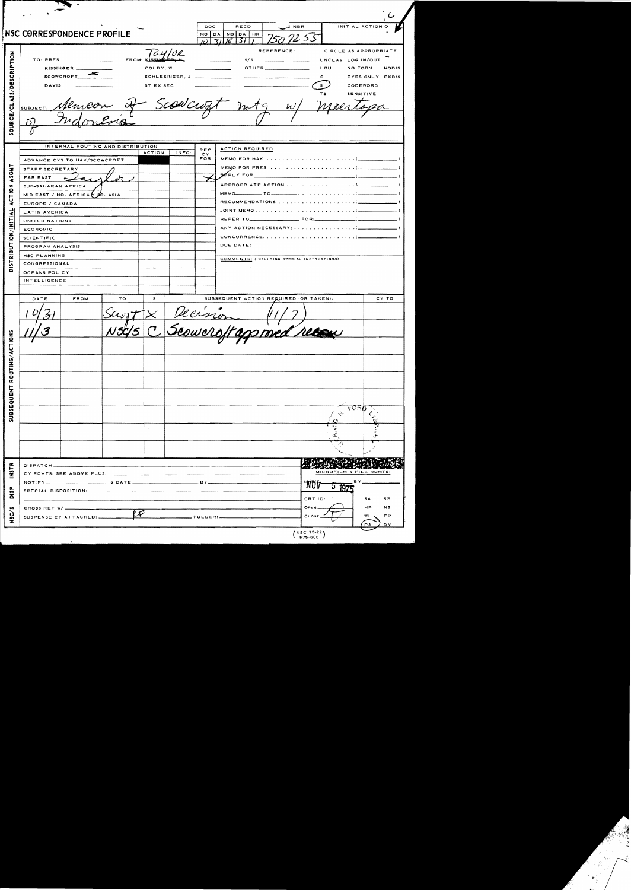# NSC CORRESPONDENCE PROFILE

| DOC MO | DOC DA | RECD MO | RECD DA | RECD HR | LOG NBR | INITIAL ACTION O |
|---|---|---|---|---|---|---|
| 10 | 31 | 10 | 31 | 1 | 7507255 | |

**SOURCE/CLASS/DESCRIPTION**

TO: PRES — KISSINGER — SCOWCROFT — DAVIS

FROM: ~~KISSINGER, H.~~ Taylor — COLBY, W — SCHLESINGER, J — ST EX SEC

S/S — OTHER

REFERENCE:

CIRCLE AS APPROPRIATE: UNCLAS LOG IN/OUT — LOU — NO FORN — NODIS — C — EYES ONLY — EXDIS — (S) — CODEWORD — TS — SENSITIVE

SUBJECT: Memcon of Scowcroft mtg w/ Moertopo of Indonesia

**DISTRIBUTION/INITIAL ACTION ASGMT**

| INTERNAL ROUTING AND DISTRIBUTION | ACTION | INFO | REC CY FOR |
|---|---|---|---|
| ADVANCE CYS TO HAK/SCOWCROFT | | | |
| STAFF SECRETARY | | | |
| FAR EAST Taylor | | | ✓ |
| SUB-SAHARAN AFRICA | | | |
| MID EAST / NO. AFRICA / SO. ASIA | | | |
| EUROPE / CANADA | | | |
| LATIN AMERICA | | | |
| UNITED NATIONS | | | |
| ECONOMIC | | | |
| SCIENTIFIC | | | |
| PROGRAM ANALYSIS | | | |
| NSC PLANNING | | | |
| CONGRESSIONAL | | | |
| OCEANS POLICY | | | |
| INTELLIGENCE | | | |

ACTION REQUIRED:
- MEMO FOR HAK
- MEMO FOR PRES
- ✓ REPLY FOR
- APPROPRIATE ACTION
- MEMO — TO —
- RECOMMENDATIONS
- JOINT MEMO
- REFER TO — FOR:
- ANY ACTION NECESSARY?
- CONCURRENCE
- DUE DATE:

COMMENTS: (INCLUDING SPECIAL INSTRUCTIONS)

**SUBSEQUENT ROUTING/ACTIONS**

| DATE | FROM | TO | S | SUBSEQUENT ACTION REQUIRED (OR TAKEN): | CY TO |
|---|---|---|---|---|---|
| 10/31 | | Scowt | X | Decision (1/7) | |
| 11/3 | | NSC/S | C | Scowcroft approved recom | |

DISPATCH —

CY RQMTS: SEE ABOVE PLUS:

NOTIFY — & DATE — BY —

SPECIAL DISPOSITION:

MICROFILM & FILE RQMTS: NOV 5 1975 BY —

CRT ID: — SA — SF

OPEN — HP — NS

CROSS REF W/ —

SUSPENSE CY ATTACHED: PX — FOLDER: —

CLOSE — WH — EP — (PA) — DY

(NSC 75-22) 575-600